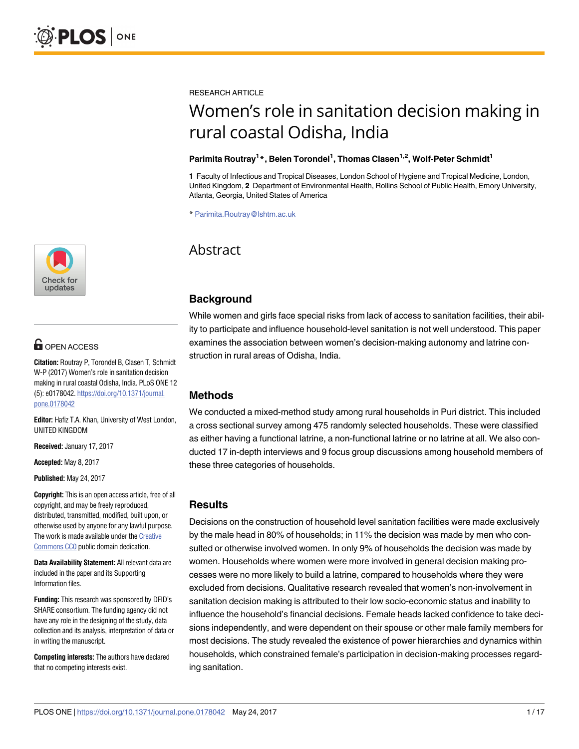RESEARCH ARTICLE

# Women's role in sanitation decision making in rural coastal Odisha, India

**Parimita Routray[1]*, Belen Torondel[1], Thomas Clasen[1,2], Wolf-Peter Schmidt[1]**

**1** Faculty of Infectious and Tropical Diseases, London School of Hygiene and Tropical Medicine, London, United Kingdom, **2** Department of Environmental Health, Rollins School of Public Health, Emory University, Atlanta, Georgia, United States of America

* Parimita.Routray@lshtm.ac.uk

OPEN ACCESS

**Citation:** Routray P, Torondel B, Clasen T, Schmidt W-P (2017) Women's role in sanitation decision making in rural coastal Odisha, India. PLoS ONE 12 (5): e0178042. https://doi.org/10.1371/journal.pone.0178042

**Editor:** Hafiz T.A. Khan, University of West London, UNITED KINGDOM

**Received:** January 17, 2017

**Accepted:** May 8, 2017

**Published:** May 24, 2017

**Copyright:** This is an open access article, free of all copyright, and may be freely reproduced, distributed, transmitted, modified, built upon, or otherwise used by anyone for any lawful purpose. The work is made available under the Creative Commons CC0 public domain dedication.

**Data Availability Statement:** All relevant data are included in the paper and its Supporting Information files.

**Funding:** This research was sponsored by DFID's SHARE consortium. The funding agency did not have any role in the designing of the study, data collection and its analysis, interpretation of data or in writing the manuscript.

**Competing interests:** The authors have declared that no competing interests exist.

## Abstract

### Background

While women and girls face special risks from lack of access to sanitation facilities, their ability to participate and influence household-level sanitation is not well understood. This paper examines the association between women's decision-making autonomy and latrine construction in rural areas of Odisha, India.

### Methods

We conducted a mixed-method study among rural households in Puri district. This included a cross sectional survey among 475 randomly selected households. These were classified as either having a functional latrine, a non-functional latrine or no latrine at all. We also conducted 17 in-depth interviews and 9 focus group discussions among household members of these three categories of households.

### Results

Decisions on the construction of household level sanitation facilities were made exclusively by the male head in 80% of households; in 11% the decision was made by men who consulted or otherwise involved women. In only 9% of households the decision was made by women. Households where women were more involved in general decision making processes were no more likely to build a latrine, compared to households where they were excluded from decisions. Qualitative research revealed that women's non-involvement in sanitation decision making is attributed to their low socio-economic status and inability to influence the household's financial decisions. Female heads lacked confidence to take decisions independently, and were dependent on their spouse or other male family members for most decisions. The study revealed the existence of power hierarchies and dynamics within households, which constrained female's participation in decision-making processes regarding sanitation.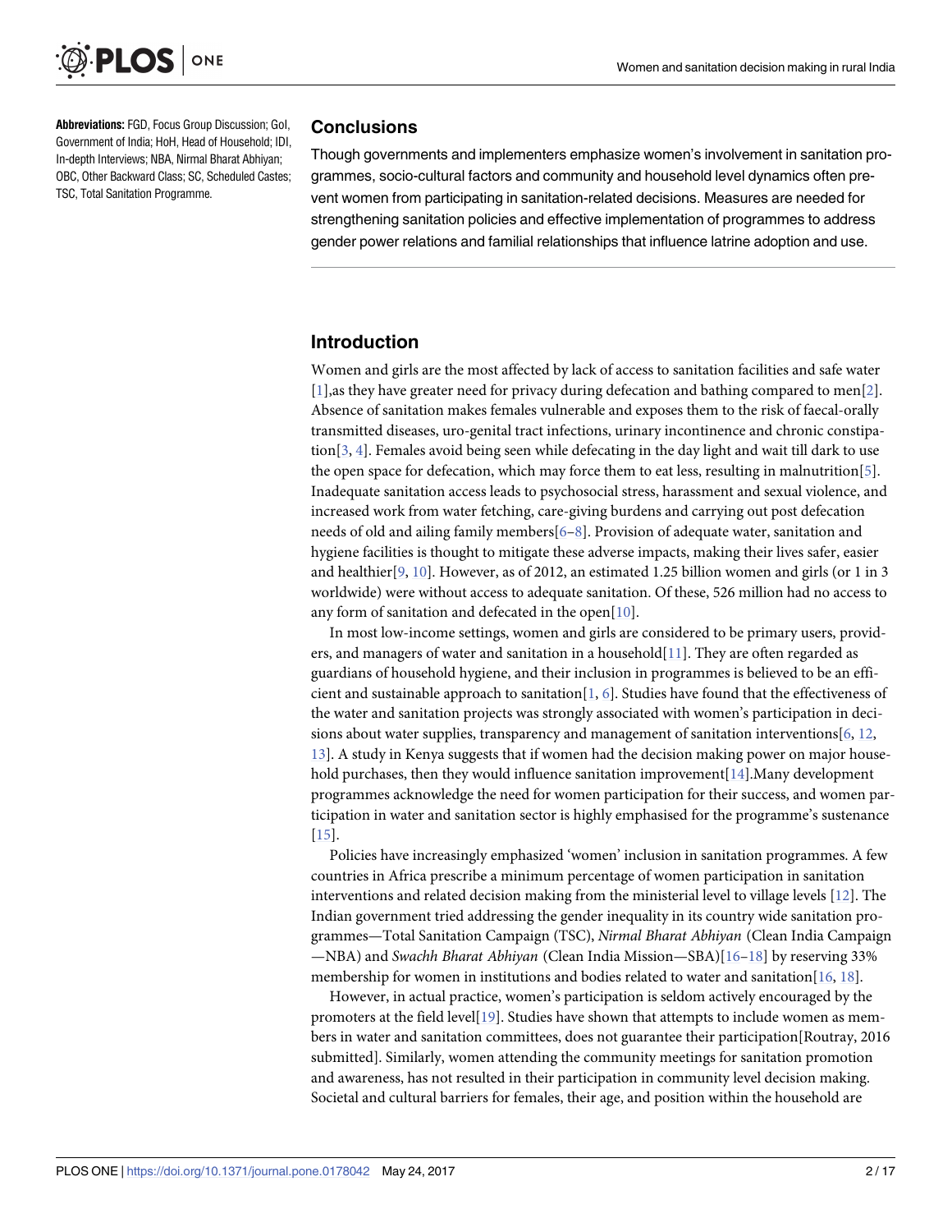**Abbreviations:** FGD, Focus Group Discussion; GoI, Government of India; HoH, Head of Household; IDI, In-depth Interviews; NBA, Nirmal Bharat Abhiyan; OBC, Other Backward Class; SC, Scheduled Castes; TSC, Total Sanitation Programme.

## Conclusions

Though governments and implementers emphasize women's involvement in sanitation programmes, socio-cultural factors and community and household level dynamics often prevent women from participating in sanitation-related decisions. Measures are needed for strengthening sanitation policies and effective implementation of programmes to address gender power relations and familial relationships that influence latrine adoption and use.

## Introduction

Women and girls are the most affected by lack of access to sanitation facilities and safe water [1],as they have greater need for privacy during defecation and bathing compared to men[2]. Absence of sanitation makes females vulnerable and exposes them to the risk of faecal-orally transmitted diseases, uro-genital tract infections, urinary incontinence and chronic constipation[3, 4]. Females avoid being seen while defecating in the day light and wait till dark to use the open space for defecation, which may force them to eat less, resulting in malnutrition[5]. Inadequate sanitation access leads to psychosocial stress, harassment and sexual violence, and increased work from water fetching, care-giving burdens and carrying out post defecation needs of old and ailing family members[6–8]. Provision of adequate water, sanitation and hygiene facilities is thought to mitigate these adverse impacts, making their lives safer, easier and healthier[9, 10]. However, as of 2012, an estimated 1.25 billion women and girls (or 1 in 3 worldwide) were without access to adequate sanitation. Of these, 526 million had no access to any form of sanitation and defecated in the open[10].

In most low-income settings, women and girls are considered to be primary users, providers, and managers of water and sanitation in a household[11]. They are often regarded as guardians of household hygiene, and their inclusion in programmes is believed to be an efficient and sustainable approach to sanitation[1, 6]. Studies have found that the effectiveness of the water and sanitation projects was strongly associated with women's participation in decisions about water supplies, transparency and management of sanitation interventions[6, 12, 13]. A study in Kenya suggests that if women had the decision making power on major household purchases, then they would influence sanitation improvement[14].Many development programmes acknowledge the need for women participation for their success, and women participation in water and sanitation sector is highly emphasised for the programme's sustenance [15].

Policies have increasingly emphasized 'women' inclusion in sanitation programmes. A few countries in Africa prescribe a minimum percentage of women participation in sanitation interventions and related decision making from the ministerial level to village levels [12]. The Indian government tried addressing the gender inequality in its country wide sanitation programmes—Total Sanitation Campaign (TSC), *Nirmal Bharat Abhiyan* (Clean India Campaign—NBA) and *Swachh Bharat Abhiyan* (Clean India Mission—SBA)[16–18] by reserving 33% membership for women in institutions and bodies related to water and sanitation[16, 18].

However, in actual practice, women's participation is seldom actively encouraged by the promoters at the field level[19]. Studies have shown that attempts to include women as members in water and sanitation committees, does not guarantee their participation[Routray, 2016 submitted]. Similarly, women attending the community meetings for sanitation promotion and awareness, has not resulted in their participation in community level decision making. Societal and cultural barriers for females, their age, and position within the household are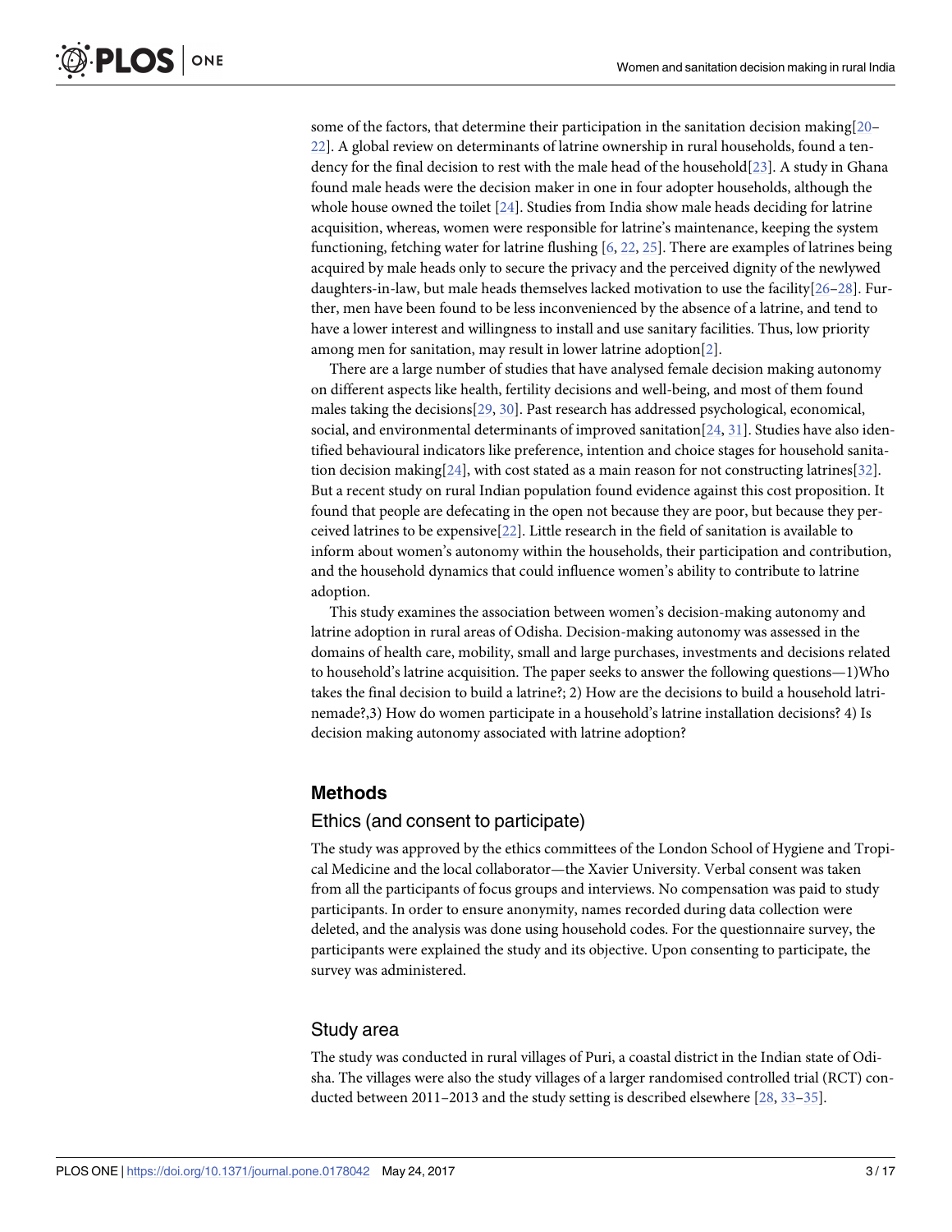some of the factors, that determine their participation in the sanitation decision making[20–22]. A global review on determinants of latrine ownership in rural households, found a tendency for the final decision to rest with the male head of the household[23]. A study in Ghana found male heads were the decision maker in one in four adopter households, although the whole house owned the toilet [24]. Studies from India show male heads deciding for latrine acquisition, whereas, women were responsible for latrine's maintenance, keeping the system functioning, fetching water for latrine flushing [6, 22, 25]. There are examples of latrines being acquired by male heads only to secure the privacy and the perceived dignity of the newlywed daughters-in-law, but male heads themselves lacked motivation to use the facility[26–28]. Further, men have been found to be less inconvenienced by the absence of a latrine, and tend to have a lower interest and willingness to install and use sanitary facilities. Thus, low priority among men for sanitation, may result in lower latrine adoption[2].

There are a large number of studies that have analysed female decision making autonomy on different aspects like health, fertility decisions and well-being, and most of them found males taking the decisions[29, 30]. Past research has addressed psychological, economical, social, and environmental determinants of improved sanitation[24, 31]. Studies have also identified behavioural indicators like preference, intention and choice stages for household sanitation decision making[24], with cost stated as a main reason for not constructing latrines[32]. But a recent study on rural Indian population found evidence against this cost proposition. It found that people are defecating in the open not because they are poor, but because they perceived latrines to be expensive[22]. Little research in the field of sanitation is available to inform about women's autonomy within the households, their participation and contribution, and the household dynamics that could influence women's ability to contribute to latrine adoption.

This study examines the association between women's decision-making autonomy and latrine adoption in rural areas of Odisha. Decision-making autonomy was assessed in the domains of health care, mobility, small and large purchases, investments and decisions related to household's latrine acquisition. The paper seeks to answer the following questions—1)Who takes the final decision to build a latrine?; 2) How are the decisions to build a household latrinemade?,3) How do women participate in a household's latrine installation decisions? 4) Is decision making autonomy associated with latrine adoption?

## Methods

### Ethics (and consent to participate)

The study was approved by the ethics committees of the London School of Hygiene and Tropical Medicine and the local collaborator—the Xavier University. Verbal consent was taken from all the participants of focus groups and interviews. No compensation was paid to study participants. In order to ensure anonymity, names recorded during data collection were deleted, and the analysis was done using household codes. For the questionnaire survey, the participants were explained the study and its objective. Upon consenting to participate, the survey was administered.

### Study area

The study was conducted in rural villages of Puri, a coastal district in the Indian state of Odisha. The villages were also the study villages of a larger randomised controlled trial (RCT) conducted between 2011–2013 and the study setting is described elsewhere [28, 33–35].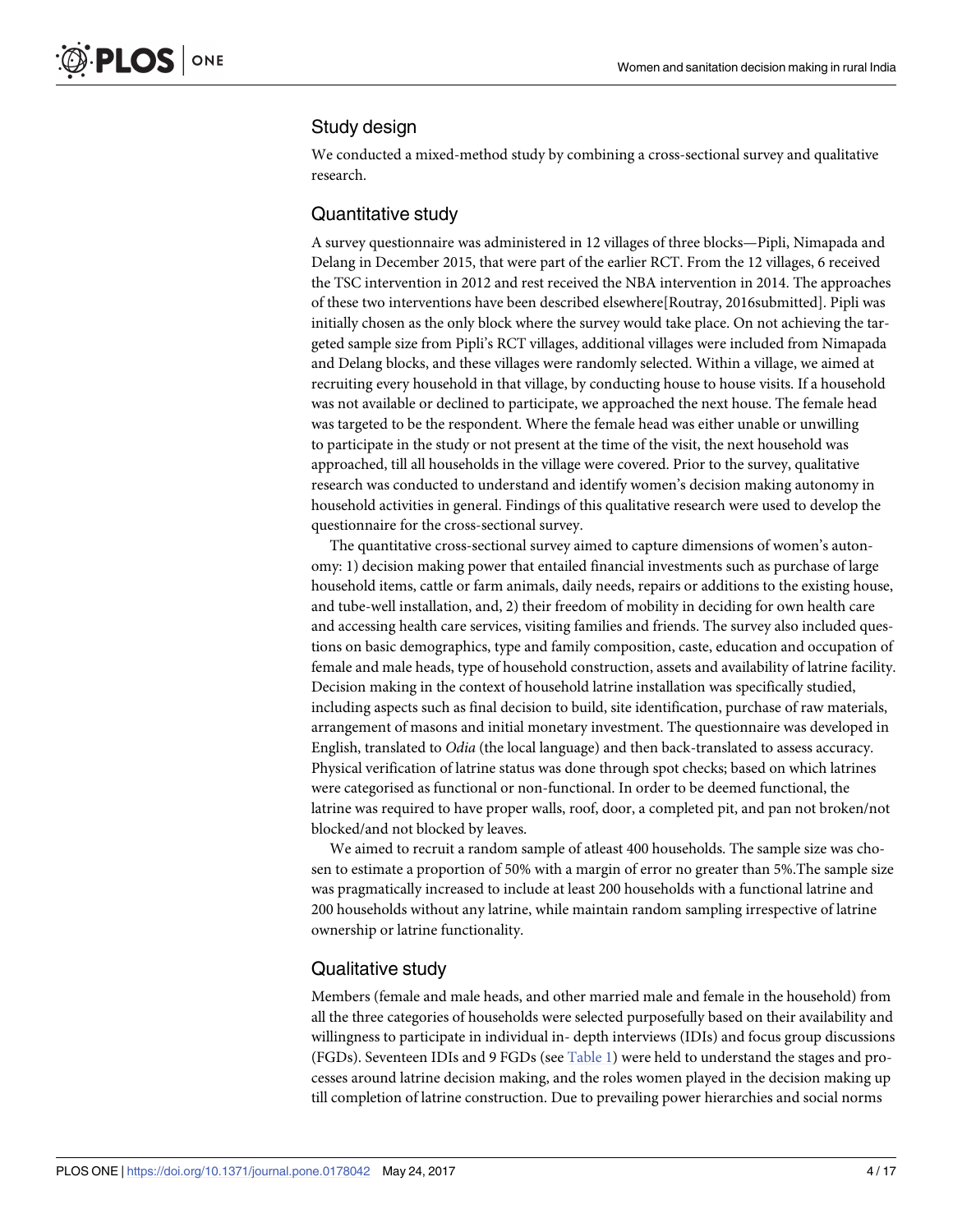## Study design

We conducted a mixed-method study by combining a cross-sectional survey and qualitative research.

## Quantitative study

A survey questionnaire was administered in 12 villages of three blocks—Pipli, Nimapada and Delang in December 2015, that were part of the earlier RCT. From the 12 villages, 6 received the TSC intervention in 2012 and rest received the NBA intervention in 2014. The approaches of these two interventions have been described elsewhere[Routray, 2016submitted]. Pipli was initially chosen as the only block where the survey would take place. On not achieving the targeted sample size from Pipli's RCT villages, additional villages were included from Nimapada and Delang blocks, and these villages were randomly selected. Within a village, we aimed at recruiting every household in that village, by conducting house to house visits. If a household was not available or declined to participate, we approached the next house. The female head was targeted to be the respondent. Where the female head was either unable or unwilling to participate in the study or not present at the time of the visit, the next household was approached, till all households in the village were covered. Prior to the survey, qualitative research was conducted to understand and identify women's decision making autonomy in household activities in general. Findings of this qualitative research were used to develop the questionnaire for the cross-sectional survey.

The quantitative cross-sectional survey aimed to capture dimensions of women's autonomy: 1) decision making power that entailed financial investments such as purchase of large household items, cattle or farm animals, daily needs, repairs or additions to the existing house, and tube-well installation, and, 2) their freedom of mobility in deciding for own health care and accessing health care services, visiting families and friends. The survey also included questions on basic demographics, type and family composition, caste, education and occupation of female and male heads, type of household construction, assets and availability of latrine facility. Decision making in the context of household latrine installation was specifically studied, including aspects such as final decision to build, site identification, purchase of raw materials, arrangement of masons and initial monetary investment. The questionnaire was developed in English, translated to *Odia* (the local language) and then back-translated to assess accuracy. Physical verification of latrine status was done through spot checks; based on which latrines were categorised as functional or non-functional. In order to be deemed functional, the latrine was required to have proper walls, roof, door, a completed pit, and pan not broken/not blocked/and not blocked by leaves.

We aimed to recruit a random sample of atleast 400 households. The sample size was chosen to estimate a proportion of 50% with a margin of error no greater than 5%.The sample size was pragmatically increased to include at least 200 households with a functional latrine and 200 households without any latrine, while maintain random sampling irrespective of latrine ownership or latrine functionality.

## Qualitative study

Members (female and male heads, and other married male and female in the household) from all the three categories of households were selected purposefully based on their availability and willingness to participate in individual in- depth interviews (IDIs) and focus group discussions (FGDs). Seventeen IDIs and 9 FGDs (see Table 1) were held to understand the stages and processes around latrine decision making, and the roles women played in the decision making up till completion of latrine construction. Due to prevailing power hierarchies and social norms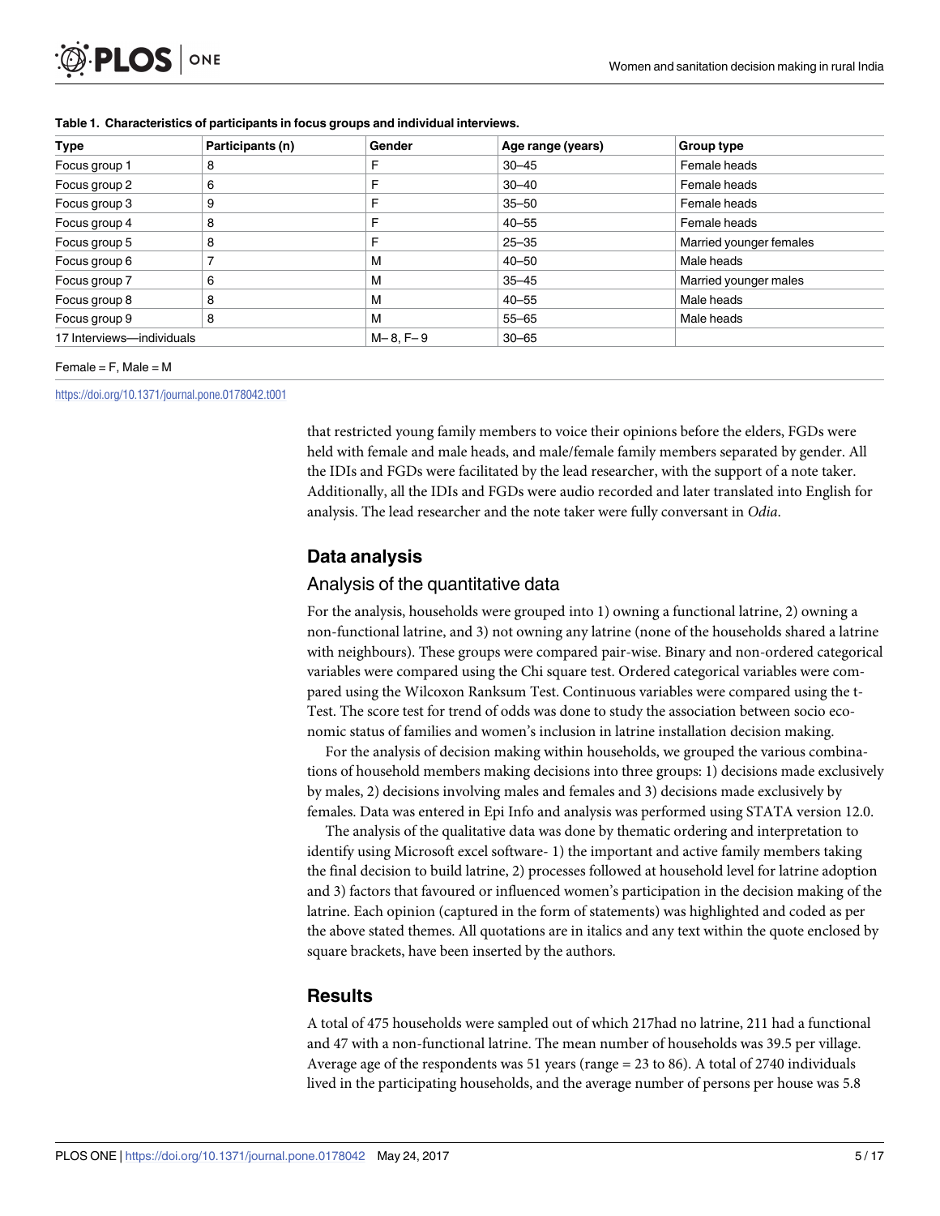**Table 1. Characteristics of participants in focus groups and individual interviews.**

| Type | Participants (n) | Gender | Age range (years) | Group type |
|---|---|---|---|---|
| Focus group 1 | 8 | F | 30–45 | Female heads |
| Focus group 2 | 6 | F | 30–40 | Female heads |
| Focus group 3 | 9 | F | 35–50 | Female heads |
| Focus group 4 | 8 | F | 40–55 | Female heads |
| Focus group 5 | 8 | F | 25–35 | Married younger females |
| Focus group 6 | 7 | M | 40–50 | Male heads |
| Focus group 7 | 6 | M | 35–45 | Married younger males |
| Focus group 8 | 8 | M | 40–55 | Male heads |
| Focus group 9 | 8 | M | 55–65 | Male heads |
| 17 Interviews—individuals | | M– 8, F– 9 | 30–65 | |

Female = F, Male = M

https://doi.org/10.1371/journal.pone.0178042.t001

that restricted young family members to voice their opinions before the elders, FGDs were held with female and male heads, and male/female family members separated by gender. All the IDIs and FGDs were facilitated by the lead researcher, with the support of a note taker. Additionally, all the IDIs and FGDs were audio recorded and later translated into English for analysis. The lead researcher and the note taker were fully conversant in *Odia*.

## Data analysis

### Analysis of the quantitative data

For the analysis, households were grouped into 1) owning a functional latrine, 2) owning a non-functional latrine, and 3) not owning any latrine (none of the households shared a latrine with neighbours). These groups were compared pair-wise. Binary and non-ordered categorical variables were compared using the Chi square test. Ordered categorical variables were compared using the Wilcoxon Ranksum Test. Continuous variables were compared using the t-Test. The score test for trend of odds was done to study the association between socio economic status of families and women's inclusion in latrine installation decision making.

For the analysis of decision making within households, we grouped the various combinations of household members making decisions into three groups: 1) decisions made exclusively by males, 2) decisions involving males and females and 3) decisions made exclusively by females. Data was entered in Epi Info and analysis was performed using STATA version 12.0.

The analysis of the qualitative data was done by thematic ordering and interpretation to identify using Microsoft excel software- 1) the important and active family members taking the final decision to build latrine, 2) processes followed at household level for latrine adoption and 3) factors that favoured or influenced women's participation in the decision making of the latrine. Each opinion (captured in the form of statements) was highlighted and coded as per the above stated themes. All quotations are in italics and any text within the quote enclosed by square brackets, have been inserted by the authors.

## Results

A total of 475 households were sampled out of which 217had no latrine, 211 had a functional and 47 with a non-functional latrine. The mean number of households was 39.5 per village. Average age of the respondents was 51 years (range = 23 to 86). A total of 2740 individuals lived in the participating households, and the average number of persons per house was 5.8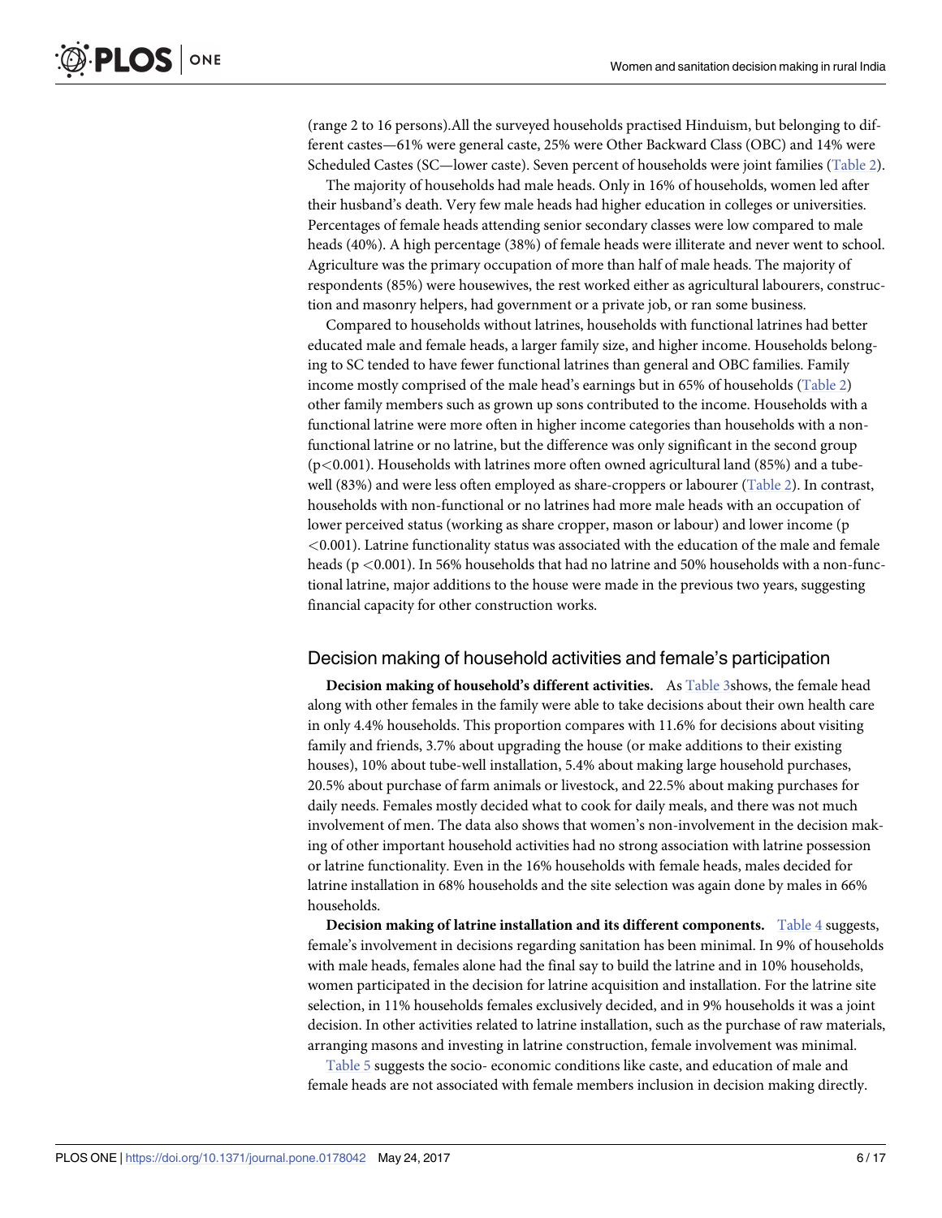(range 2 to 16 persons).All the surveyed households practised Hinduism, but belonging to different castes—61% were general caste, 25% were Other Backward Class (OBC) and 14% were Scheduled Castes (SC—lower caste). Seven percent of households were joint families (Table 2).

The majority of households had male heads. Only in 16% of households, women led after their husband's death. Very few male heads had higher education in colleges or universities. Percentages of female heads attending senior secondary classes were low compared to male heads (40%). A high percentage (38%) of female heads were illiterate and never went to school. Agriculture was the primary occupation of more than half of male heads. The majority of respondents (85%) were housewives, the rest worked either as agricultural labourers, construction and masonry helpers, had government or a private job, or ran some business.

Compared to households without latrines, households with functional latrines had better educated male and female heads, a larger family size, and higher income. Households belonging to SC tended to have fewer functional latrines than general and OBC families. Family income mostly comprised of the male head's earnings but in 65% of households (Table 2) other family members such as grown up sons contributed to the income. Households with a functional latrine were more often in higher income categories than households with a non-functional latrine or no latrine, but the difference was only significant in the second group ($p<0.001$). Households with latrines more often owned agricultural land (85%) and a tube-well (83%) and were less often employed as share-croppers or labourer (Table 2). In contrast, households with non-functional or no latrines had more male heads with an occupation of lower perceived status (working as share cropper, mason or labour) and lower income ($p<0.001$). Latrine functionality status was associated with the education of the male and female heads ($p<0.001$). In 56% households that had no latrine and 50% households with a non-functional latrine, major additions to the house were made in the previous two years, suggesting financial capacity for other construction works.

## Decision making of household activities and female's participation

**Decision making of household's different activities.** As Table 3shows, the female head along with other females in the family were able to take decisions about their own health care in only 4.4% households. This proportion compares with 11.6% for decisions about visiting family and friends, 3.7% about upgrading the house (or make additions to their existing houses), 10% about tube-well installation, 5.4% about making large household purchases, 20.5% about purchase of farm animals or livestock, and 22.5% about making purchases for daily needs. Females mostly decided what to cook for daily meals, and there was not much involvement of men. The data also shows that women's non-involvement in the decision making of other important household activities had no strong association with latrine possession or latrine functionality. Even in the 16% households with female heads, males decided for latrine installation in 68% households and the site selection was again done by males in 66% households.

**Decision making of latrine installation and its different components.** Table 4 suggests, female's involvement in decisions regarding sanitation has been minimal. In 9% of households with male heads, females alone had the final say to build the latrine and in 10% households, women participated in the decision for latrine acquisition and installation. For the latrine site selection, in 11% households females exclusively decided, and in 9% households it was a joint decision. In other activities related to latrine installation, such as the purchase of raw materials, arranging masons and investing in latrine construction, female involvement was minimal.

Table 5 suggests the socio- economic conditions like caste, and education of male and female heads are not associated with female members inclusion in decision making directly.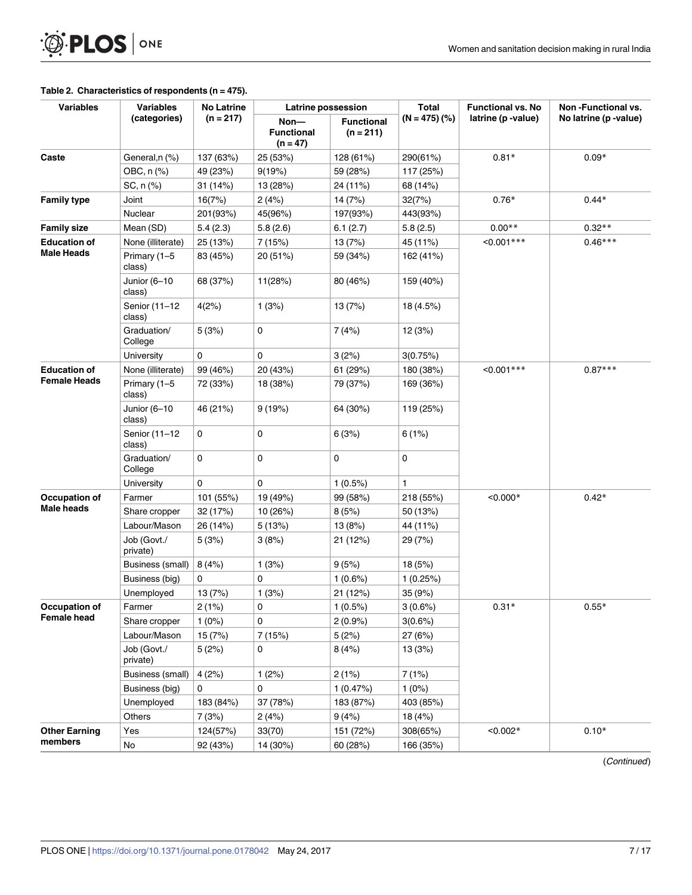**Table 2. Characteristics of respondents (n = 475).**

| Variables | Variables (categories) | No Latrine (n = 217) | Latrine possession | | Total (N = 475) (%) | Functional vs. No latrine (p -value) | Non -Functional vs. No latrine (p -value) |
|---|---|---|---|---|---|---|---|
| | | | Non—Functional (n = 47) | Functional (n = 211) | | | |
| **Caste** | General,n (%) | 137 (63%) | 25 (53%) | 128 (61%) | 290(61%) | 0.81* | 0.09* |
| | OBC, n (%) | 49 (23%) | 9(19%) | 59 (28%) | 117 (25%) | | |
| | SC, n (%) | 31 (14%) | 13 (28%) | 24 (11%) | 68 (14%) | | |
| **Family type** | Joint | 16(7%) | 2 (4%) | 14 (7%) | 32(7%) | 0.76* | 0.44* |
| | Nuclear | 201(93%) | 45(96%) | 197(93%) | 443(93%) | | |
| **Family size** | Mean (SD) | 5.4 (2.3) | 5.8 (2.6) | 6.1 (2.7) | 5.8 (2.5) | 0.00** | 0.32** |
| **Education of Male Heads** | None (illiterate) | 25 (13%) | 7 (15%) | 13 (7%) | 45 (11%) | <0.001*** | 0.46*** |
| | Primary (1–5 class) | 83 (45%) | 20 (51%) | 59 (34%) | 162 (41%) | | |
| | Junior (6–10 class) | 68 (37%) | 11(28%) | 80 (46%) | 159 (40%) | | |
| | Senior (11–12 class) | 4(2%) | 1 (3%) | 13 (7%) | 18 (4.5%) | | |
| | Graduation/ College | 5 (3%) | 0 | 7 (4%) | 12 (3%) | | |
| | University | 0 | 0 | 3 (2%) | 3(0.75%) | | |
| **Education of Female Heads** | None (illiterate) | 99 (46%) | 20 (43%) | 61 (29%) | 180 (38%) | <0.001*** | 0.87*** |
| | Primary (1–5 class) | 72 (33%) | 18 (38%) | 79 (37%) | 169 (36%) | | |
| | Junior (6–10 class) | 46 (21%) | 9 (19%) | 64 (30%) | 119 (25%) | | |
| | Senior (11–12 class) | 0 | 0 | 6 (3%) | 6 (1%) | | |
| | Graduation/ College | 0 | 0 | 0 | 0 | | |
| | University | 0 | 0 | 1 (0.5%) | 1 | | |
| **Occupation of Male heads** | Farmer | 101 (55%) | 19 (49%) | 99 (58%) | 218 (55%) | <0.000* | 0.42* |
| | Share cropper | 32 (17%) | 10 (26%) | 8 (5%) | 50 (13%) | | |
| | Labour/Mason | 26 (14%) | 5 (13%) | 13 (8%) | 44 (11%) | | |
| | Job (Govt./ private) | 5 (3%) | 3 (8%) | 21 (12%) | 29 (7%) | | |
| | Business (small) | 8 (4%) | 1 (3%) | 9 (5%) | 18 (5%) | | |
| | Business (big) | 0 | 0 | 1 (0.6%) | 1 (0.25%) | | |
| | Unemployed | 13 (7%) | 1 (3%) | 21 (12%) | 35 (9%) | | |
| **Occupation of Female head** | Farmer | 2 (1%) | 0 | 1 (0.5%) | 3 (0.6%) | 0.31* | 0.55* |
| | Share cropper | 1 (0%) | 0 | 2 (0.9%) | 3(0.6%) | | |
| | Labour/Mason | 15 (7%) | 7 (15%) | 5 (2%) | 27 (6%) | | |
| | Job (Govt./ private) | 5 (2%) | 0 | 8 (4%) | 13 (3%) | | |
| | Business (small) | 4 (2%) | 1 (2%) | 2 (1%) | 7 (1%) | | |
| | Business (big) | 0 | 0 | 1 (0.47%) | 1 (0%) | | |
| | Unemployed | 183 (84%) | 37 (78%) | 183 (87%) | 403 (85%) | | |
| | Others | 7 (3%) | 2 (4%) | 9 (4%) | 18 (4%) | | |
| **Other Earning members** | Yes | 124(57%) | 33(70) | 151 (72%) | 308(65%) | <0.002* | 0.10* |
| | No | 92 (43%) | 14 (30%) | 60 (28%) | 166 (35%) | | |

(*Continued*)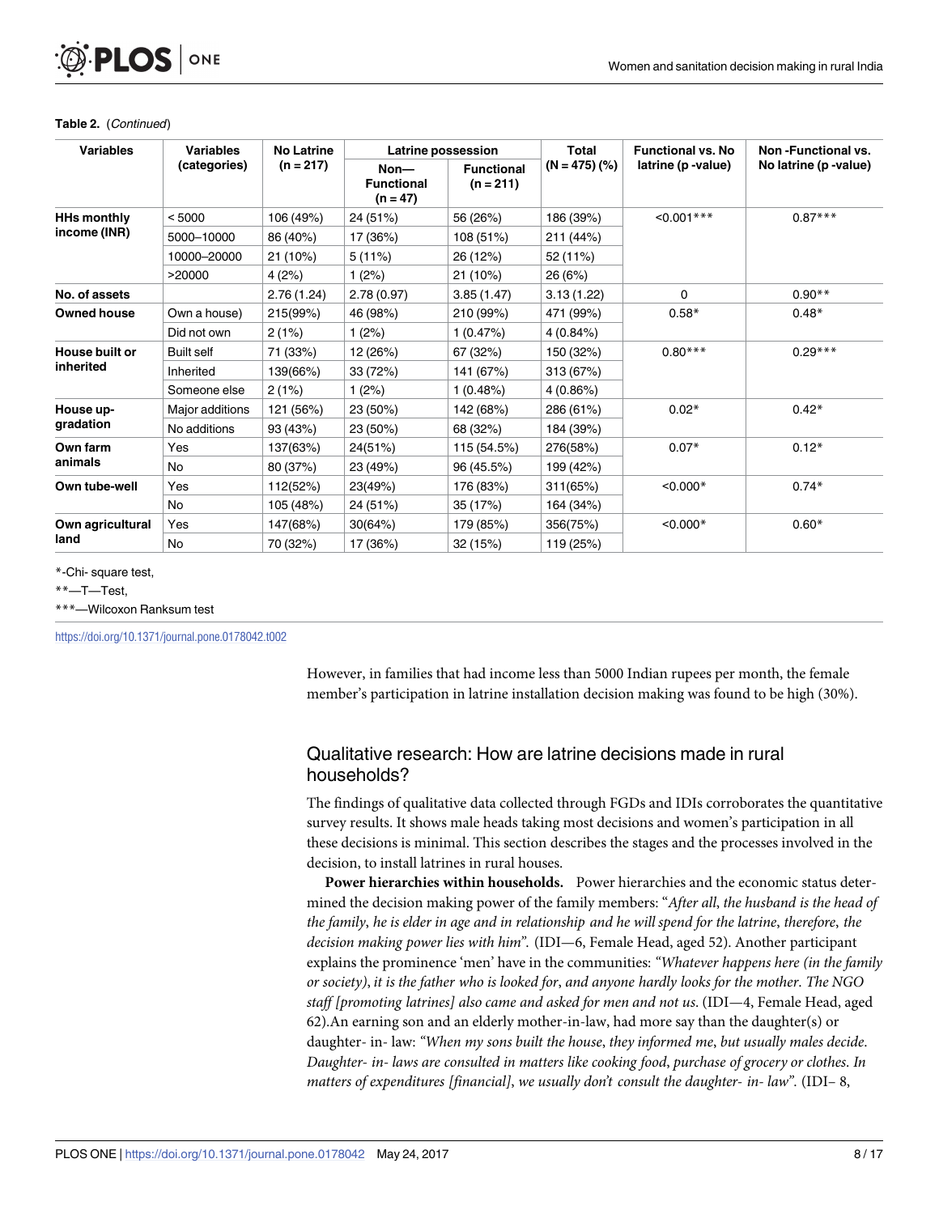**Table 2.** (*Continued*)

| Variables | Variables (categories) | No Latrine (n = 217) | Latrine possession | | Total (N = 475) (%) | Functional vs. No latrine (p -value) | Non -Functional vs. No latrine (p -value) |
|---|---|---|---|---|---|---|---|
| | | | Non— Functional (n = 47) | Functional (n = 211) | | | |
| **HHs monthly income (INR)** | < 5000 | 106 (49%) | 24 (51%) | 56 (26%) | 186 (39%) | <0.001*** | 0.87*** |
| | 5000–10000 | 86 (40%) | 17 (36%) | 108 (51%) | 211 (44%) | | |
| | 10000–20000 | 21 (10%) | 5 (11%) | 26 (12%) | 52 (11%) | | |
| | >20000 | 4 (2%) | 1 (2%) | 21 (10%) | 26 (6%) | | |
| **No. of assets** | | 2.76 (1.24) | 2.78 (0.97) | 3.85 (1.47) | 3.13 (1.22) | 0 | 0.90** |
| **Owned house** | Own a house) | 215(99%) | 46 (98%) | 210 (99%) | 471 (99%) | 0.58* | 0.48* |
| | Did not own | 2 (1%) | 1 (2%) | 1 (0.47%) | 4 (0.84%) | | |
| **House built or inherited** | Built self | 71 (33%) | 12 (26%) | 67 (32%) | 150 (32%) | 0.80*** | 0.29*** |
| | Inherited | 139(66%) | 33 (72%) | 141 (67%) | 313 (67%) | | |
| | Someone else | 2 (1%) | 1 (2%) | 1 (0.48%) | 4 (0.86%) | | |
| **House up-gradation** | Major additions | 121 (56%) | 23 (50%) | 142 (68%) | 286 (61%) | 0.02* | 0.42* |
| | No additions | 93 (43%) | 23 (50%) | 68 (32%) | 184 (39%) | | |
| **Own farm animals** | Yes | 137(63%) | 24(51%) | 115 (54.5%) | 276(58%) | 0.07* | 0.12* |
| | No | 80 (37%) | 23 (49%) | 96 (45.5%) | 199 (42%) | | |
| **Own tube-well** | Yes | 112(52%) | 23(49%) | 176 (83%) | 311(65%) | <0.000* | 0.74* |
| | No | 105 (48%) | 24 (51%) | 35 (17%) | 164 (34%) | | |
| **Own agricultural land** | Yes | 147(68%) | 30(64%) | 179 (85%) | 356(75%) | <0.000* | 0.60* |
| | No | 70 (32%) | 17 (36%) | 32 (15%) | 119 (25%) | | |

*-Chi- square test,

**—T—Test,

***—Wilcoxon Ranksum test

https://doi.org/10.1371/journal.pone.0178042.t002

However, in families that had income less than 5000 Indian rupees per month, the female member's participation in latrine installation decision making was found to be high (30%).

## Qualitative research: How are latrine decisions made in rural households?

The findings of qualitative data collected through FGDs and IDIs corroborates the quantitative survey results. It shows male heads taking most decisions and women's participation in all these decisions is minimal. This section describes the stages and the processes involved in the decision, to install latrines in rural houses.

**Power hierarchies within households.** Power hierarchies and the economic status determined the decision making power of the family members: "*After all, the husband is the head of the family, he is elder in age and in relationship and he will spend for the latrine, therefore, the decision making power lies with him*". (IDI—6, Female Head, aged 52). Another participant explains the prominence 'men' have in the communities: "*Whatever happens here (in the family or society), it is the father who is looked for, and anyone hardly looks for the mother. The NGO staff [promoting latrines] also came and asked for men and not us.* (IDI—4, Female Head, aged 62).An earning son and an elderly mother-in-law, had more say than the daughter(s) or daughter- in- law: "*When my sons built the house, they informed me, but usually males decide. Daughter- in- laws are consulted in matters like cooking food, purchase of grocery or clothes. In matters of expenditures [financial], we usually don't consult the daughter- in- law*". (IDI– 8,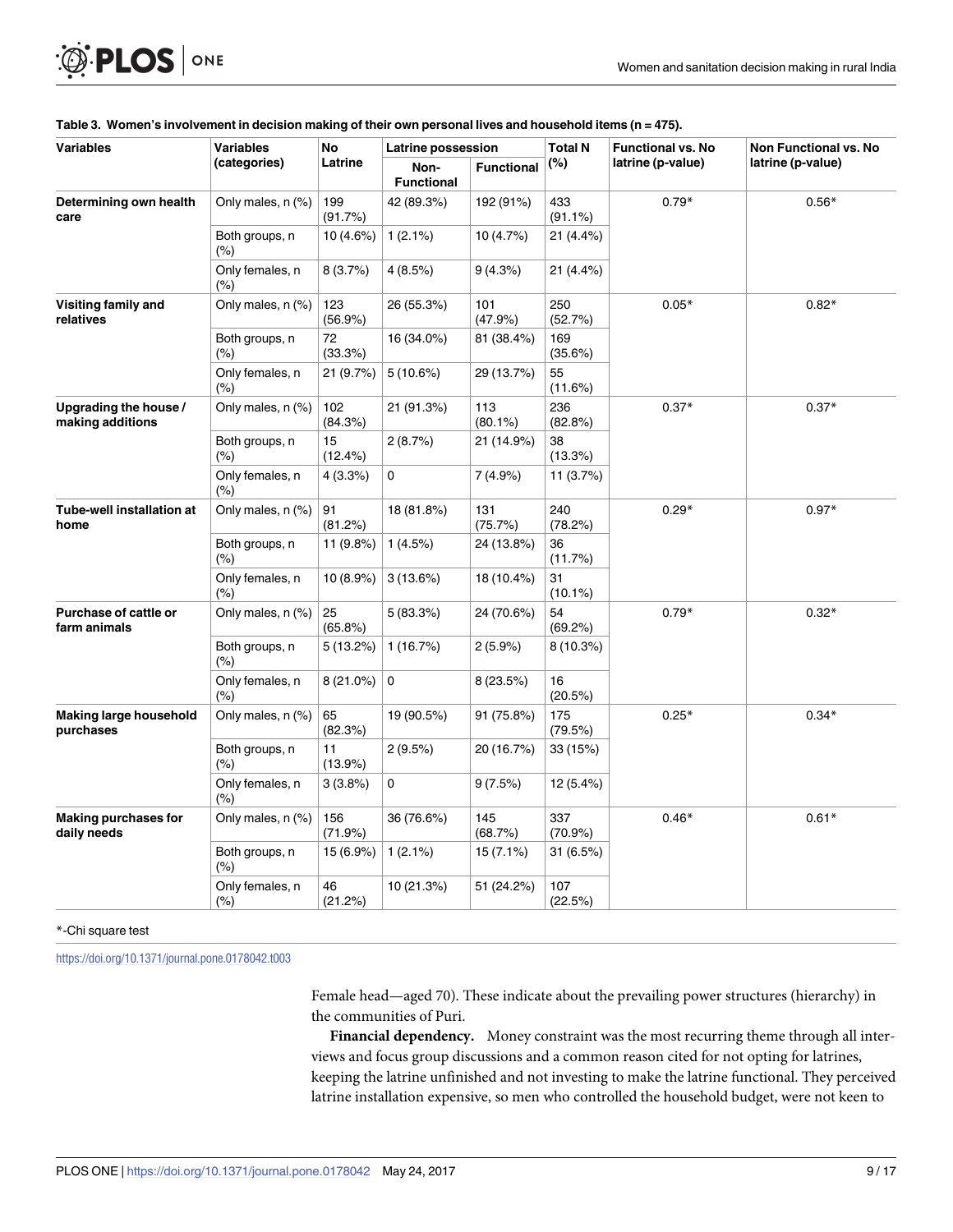**Table 3. Women's involvement in decision making of their own personal lives and household items (n = 475).**

| Variables | Variables (categories) | No Latrine | Latrine possession | | Total N (%) | Functional vs. No latrine (p-value) | Non Functional vs. No latrine (p-value) |
|---|---|---|---|---|---|---|---|
| | | | Non-Functional | Functional | | | |
| **Determining own health care** | Only males, n (%) | 199 (91.7%) | 42 (89.3%) | 192 (91%) | 433 (91.1%) | 0.79* | 0.56* |
| | Both groups, n (%) | 10 (4.6%) | 1 (2.1%) | 10 (4.7%) | 21 (4.4%) | | |
| | Only females, n (%) | 8 (3.7%) | 4 (8.5%) | 9 (4.3%) | 21 (4.4%) | | |
| **Visiting family and relatives** | Only males, n (%) | 123 (56.9%) | 26 (55.3%) | 101 (47.9%) | 250 (52.7%) | 0.05* | 0.82* |
| | Both groups, n (%) | 72 (33.3%) | 16 (34.0%) | 81 (38.4%) | 169 (35.6%) | | |
| | Only females, n (%) | 21 (9.7%) | 5 (10.6%) | 29 (13.7%) | 55 (11.6%) | | |
| **Upgrading the house / making additions** | Only males, n (%) | 102 (84.3%) | 21 (91.3%) | 113 (80.1%) | 236 (82.8%) | 0.37* | 0.37* |
| | Both groups, n (%) | 15 (12.4%) | 2 (8.7%) | 21 (14.9%) | 38 (13.3%) | | |
| | Only females, n (%) | 4 (3.3%) | 0 | 7 (4.9%) | 11 (3.7%) | | |
| **Tube-well installation at home** | Only males, n (%) | 91 (81.2%) | 18 (81.8%) | 131 (75.7%) | 240 (78.2%) | 0.29* | 0.97* |
| | Both groups, n (%) | 11 (9.8%) | 1 (4.5%) | 24 (13.8%) | 36 (11.7%) | | |
| | Only females, n (%) | 10 (8.9%) | 3 (13.6%) | 18 (10.4%) | 31 (10.1%) | | |
| **Purchase of cattle or farm animals** | Only males, n (%) | 25 (65.8%) | 5 (83.3%) | 24 (70.6%) | 54 (69.2%) | 0.79* | 0.32* |
| | Both groups, n (%) | 5 (13.2%) | 1 (16.7%) | 2 (5.9%) | 8 (10.3%) | | |
| | Only females, n (%) | 8 (21.0%) | 0 | 8 (23.5%) | 16 (20.5%) | | |
| **Making large household purchases** | Only males, n (%) | 65 (82.3%) | 19 (90.5%) | 91 (75.8%) | 175 (79.5%) | 0.25* | 0.34* |
| | Both groups, n (%) | 11 (13.9%) | 2 (9.5%) | 20 (16.7%) | 33 (15%) | | |
| | Only females, n (%) | 3 (3.8%) | 0 | 9 (7.5%) | 12 (5.4%) | | |
| **Making purchases for daily needs** | Only males, n (%) | 156 (71.9%) | 36 (76.6%) | 145 (68.7%) | 337 (70.9%) | 0.46* | 0.61* |
| | Both groups, n (%) | 15 (6.9%) | 1 (2.1%) | 15 (7.1%) | 31 (6.5%) | | |
| | Only females, n (%) | 46 (21.2%) | 10 (21.3%) | 51 (24.2%) | 107 (22.5%) | | |

*-Chi square test

https://doi.org/10.1371/journal.pone.0178042.t003

Female head—aged 70). These indicate about the prevailing power structures (hierarchy) in the communities of Puri.

**Financial dependency.** Money constraint was the most recurring theme through all interviews and focus group discussions and a common reason cited for not opting for latrines, keeping the latrine unfinished and not investing to make the latrine functional. They perceived latrine installation expensive, so men who controlled the household budget, were not keen to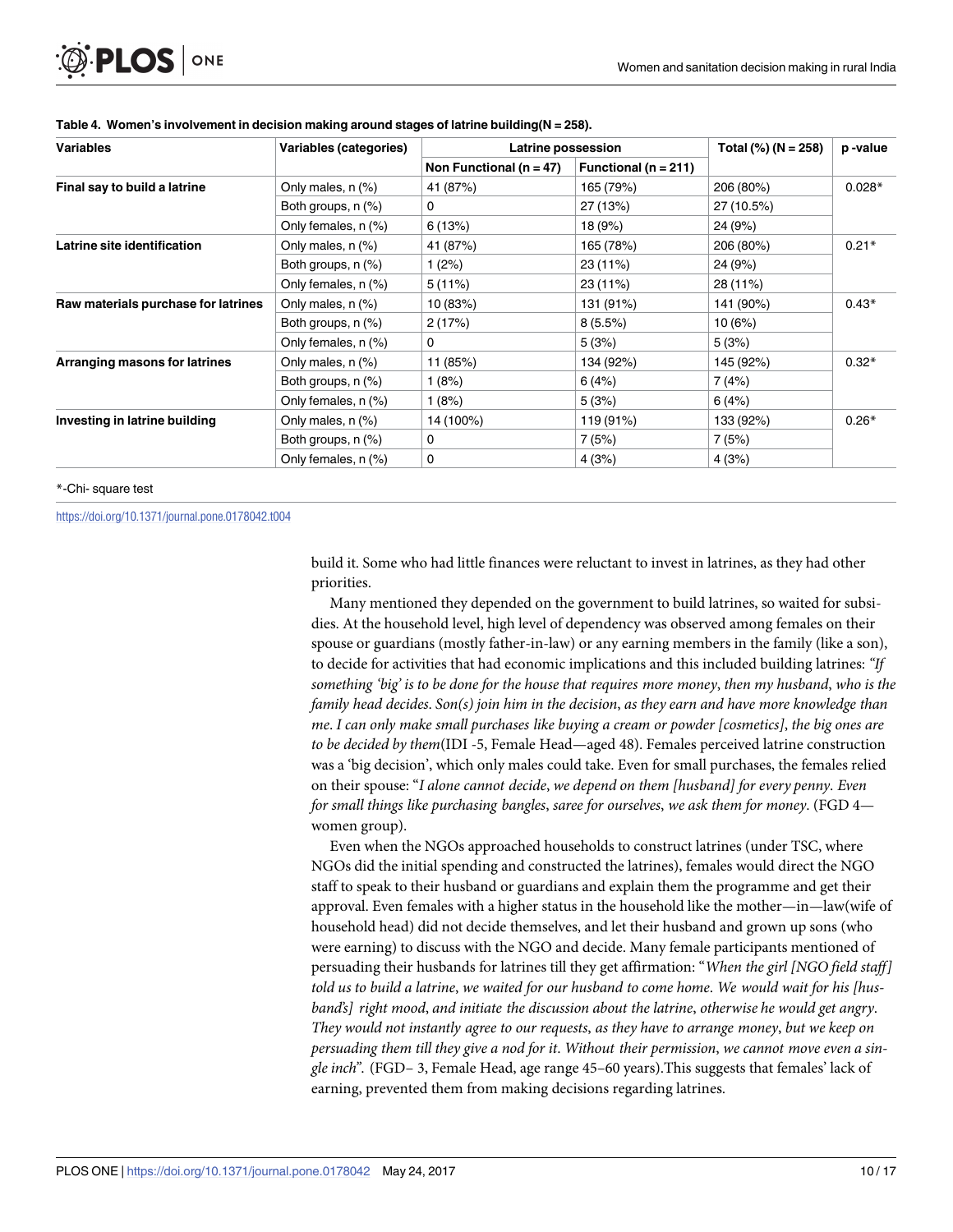**Table 4. Women's involvement in decision making around stages of latrine building(N = 258).**

| Variables | Variables (categories) | Latrine possession | | Total (%) (N = 258) | p -value |
|---|---|---|---|---|---|
| | | Non Functional (n = 47) | Functional (n = 211) | | |
| **Final say to build a latrine** | Only males, n (%) | 41 (87%) | 165 (79%) | 206 (80%) | 0.028* |
| | Both groups, n (%) | 0 | 27 (13%) | 27 (10.5%) | |
| | Only females, n (%) | 6 (13%) | 18 (9%) | 24 (9%) | |
| **Latrine site identification** | Only males, n (%) | 41 (87%) | 165 (78%) | 206 (80%) | 0.21* |
| | Both groups, n (%) | 1 (2%) | 23 (11%) | 24 (9%) | |
| | Only females, n (%) | 5 (11%) | 23 (11%) | 28 (11%) | |
| **Raw materials purchase for latrines** | Only males, n (%) | 10 (83%) | 131 (91%) | 141 (90%) | 0.43* |
| | Both groups, n (%) | 2 (17%) | 8 (5.5%) | 10 (6%) | |
| | Only females, n (%) | 0 | 5 (3%) | 5 (3%) | |
| **Arranging masons for latrines** | Only males, n (%) | 11 (85%) | 134 (92%) | 145 (92%) | 0.32* |
| | Both groups, n (%) | 1 (8%) | 6 (4%) | 7 (4%) | |
| | Only females, n (%) | 1 (8%) | 5 (3%) | 6 (4%) | |
| **Investing in latrine building** | Only males, n (%) | 14 (100%) | 119 (91%) | 133 (92%) | 0.26* |
| | Both groups, n (%) | 0 | 7 (5%) | 7 (5%) | |
| | Only females, n (%) | 0 | 4 (3%) | 4 (3%) | |

*-Chi- square test

https://doi.org/10.1371/journal.pone.0178042.t004

build it. Some who had little finances were reluctant to invest in latrines, as they had other priorities.

Many mentioned they depended on the government to build latrines, so waited for subsidies. At the household level, high level of dependency was observed among females on their spouse or guardians (mostly father-in-law) or any earning members in the family (like a son), to decide for activities that had economic implications and this included building latrines: *"If something 'big' is to be done for the house that requires more money, then my husband, who is the family head decides. Son(s) join him in the decision, as they earn and have more knowledge than me. I can only make small purchases like buying a cream or powder [cosmetics], the big ones are to be decided by them*(IDI -5, Female Head—aged 48). Females perceived latrine construction was a 'big decision', which only males could take. Even for small purchases, the females relied on their spouse: "*I alone cannot decide, we depend on them [husband] for every penny. Even for small things like purchasing bangles, saree for ourselves, we ask them for money*. (FGD 4—women group).

Even when the NGOs approached households to construct latrines (under TSC, where NGOs did the initial spending and constructed the latrines), females would direct the NGO staff to speak to their husband or guardians and explain them the programme and get their approval. Even females with a higher status in the household like the mother—in—law(wife of household head) did not decide themselves, and let their husband and grown up sons (who were earning) to discuss with the NGO and decide. Many female participants mentioned of persuading their husbands for latrines till they get affirmation: "*When the girl [NGO field staff] told us to build a latrine, we waited for our husband to come home. We would wait for his [husband's] right mood, and initiate the discussion about the latrine, otherwise he would get angry. They would not instantly agree to our requests, as they have to arrange money, but we keep on persuading them till they give a nod for it. Without their permission, we cannot move even a single inch*". (FGD– 3, Female Head, age range 45–60 years).This suggests that females' lack of earning, prevented them from making decisions regarding latrines.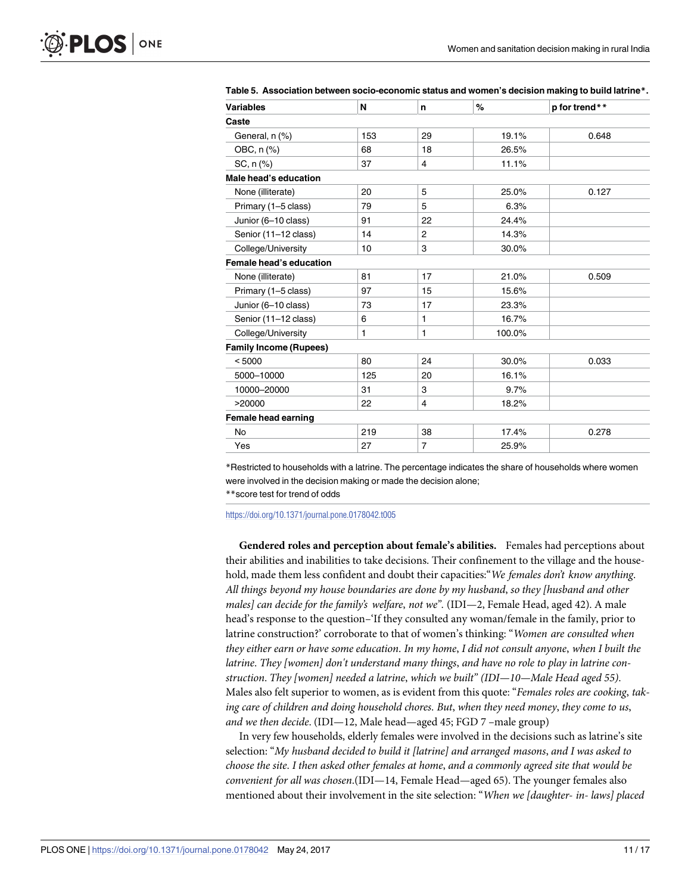**Table 5. Association between socio-economic status and women's decision making to build latrine*.**

| Variables | N | n | % | p for trend** |
|---|---|---|---|---|
| **Caste** | | | | |
| General, n (%) | 153 | 29 | 19.1% | 0.648 |
| OBC, n (%) | 68 | 18 | 26.5% | |
| SC, n (%) | 37 | 4 | 11.1% | |
| **Male head's education** | | | | |
| None (illiterate) | 20 | 5 | 25.0% | 0.127 |
| Primary (1–5 class) | 79 | 5 | 6.3% | |
| Junior (6–10 class) | 91 | 22 | 24.4% | |
| Senior (11–12 class) | 14 | 2 | 14.3% | |
| College/University | 10 | 3 | 30.0% | |
| **Female head's education** | | | | |
| None (illiterate) | 81 | 17 | 21.0% | 0.509 |
| Primary (1–5 class) | 97 | 15 | 15.6% | |
| Junior (6–10 class) | 73 | 17 | 23.3% | |
| Senior (11–12 class) | 6 | 1 | 16.7% | |
| College/University | 1 | 1 | 100.0% | |
| **Family Income (Rupees)** | | | | |
| < 5000 | 80 | 24 | 30.0% | 0.033 |
| 5000–10000 | 125 | 20 | 16.1% | |
| 10000–20000 | 31 | 3 | 9.7% | |
| >20000 | 22 | 4 | 18.2% | |
| **Female head earning** | | | | |
| No | 219 | 38 | 17.4% | 0.278 |
| Yes | 27 | 7 | 25.9% | |

*Restricted to households with a latrine. The percentage indicates the share of households where women were involved in the decision making or made the decision alone;

**score test for trend of odds

https://doi.org/10.1371/journal.pone.0178042.t005

**Gendered roles and perception about female's abilities.** Females had perceptions about their abilities and inabilities to take decisions. Their confinement to the village and the household, made them less confident and doubt their capacities:"*We females don't know anything. All things beyond my house boundaries are done by my husband, so they [husband and other males] can decide for the family's welfare, not we*". (IDI—2, Female Head, aged 42). A male head's response to the question–'If they consulted any woman/female in the family, prior to latrine construction?' corroborate to that of women's thinking: "*Women are consulted when they either earn or have some education. In my home, I did not consult anyone, when I built the latrine. They [women] don't understand many things, and have no role to play in latrine construction. They [women] needed a latrine, which we built" (IDI—10—Male Head aged 55).* Males also felt superior to women, as is evident from this quote: "*Females roles are cooking, taking care of children and doing household chores. But, when they need money, they come to us, and we then decide.* (IDI—12, Male head—aged 45; FGD 7 –male group)

In very few households, elderly females were involved in the decisions such as latrine's site selection: "*My husband decided to build it [latrine] and arranged masons, and I was asked to choose the site. I then asked other females at home, and a commonly agreed site that would be convenient for all was chosen*.(IDI—14, Female Head—aged 65). The younger females also mentioned about their involvement in the site selection: "*When we [daughter- in- laws] placed*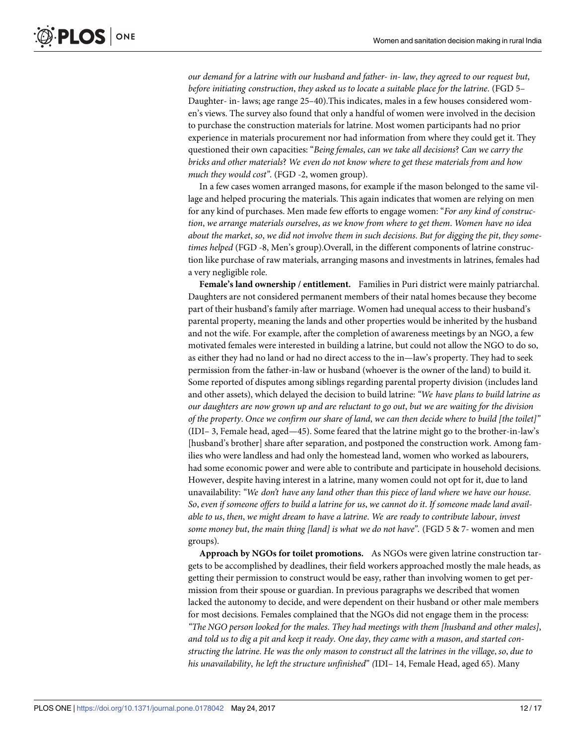*our demand for a latrine with our husband and father- in- law, they agreed to our request but, before initiating construction, they asked us to locate a suitable place for the latrine.* (FGD 5–Daughter- in- laws; age range 25–40).This indicates, males in a few houses considered women's views. The survey also found that only a handful of women were involved in the decision to purchase the construction materials for latrine. Most women participants had no prior experience in materials procurement nor had information from where they could get it. They questioned their own capacities: "*Being females, can we take all decisions? Can we carry the bricks and other materials? We even do not know where to get these materials from and how much they would cost*". (FGD -2, women group).

In a few cases women arranged masons, for example if the mason belonged to the same village and helped procuring the materials. This again indicates that women are relying on men for any kind of purchases. Men made few efforts to engage women: "*For any kind of construction, we arrange materials ourselves, as we know from where to get them. Women have no idea about the market, so, we did not involve them in such decisions. But for digging the pit, they sometimes helped* (FGD -8, Men's group).Overall, in the different components of latrine construction like purchase of raw materials, arranging masons and investments in latrines, females had a very negligible role.

**Female's land ownership / entitlement.** Families in Puri district were mainly patriarchal. Daughters are not considered permanent members of their natal homes because they become part of their husband's family after marriage. Women had unequal access to their husband's parental property, meaning the lands and other properties would be inherited by the husband and not the wife. For example, after the completion of awareness meetings by an NGO, a few motivated females were interested in building a latrine, but could not allow the NGO to do so, as either they had no land or had no direct access to the in—law's property. They had to seek permission from the father-in-law or husband (whoever is the owner of the land) to build it. Some reported of disputes among siblings regarding parental property division (includes land and other assets), which delayed the decision to build latrine: "*We have plans to build latrine as our daughters are now grown up and are reluctant to go out, but we are waiting for the division of the property. Once we confirm our share of land, we can then decide where to build [the toilet]*" (IDI– 3, Female head, aged—45). Some feared that the latrine might go to the brother-in-law's [husband's brother] share after separation, and postponed the construction work. Among families who were landless and had only the homestead land, women who worked as labourers, had some economic power and were able to contribute and participate in household decisions. However, despite having interest in a latrine, many women could not opt for it, due to land unavailability: "*We don't have any land other than this piece of land where we have our house. So, even if someone offers to build a latrine for us, we cannot do it. If someone made land available to us, then, we might dream to have a latrine. We are ready to contribute labour, invest some money but, the main thing [land] is what we do not have*". (FGD 5 & 7- women and men groups).

**Approach by NGOs for toilet promotions.** As NGOs were given latrine construction targets to be accomplished by deadlines, their field workers approached mostly the male heads, as getting their permission to construct would be easy, rather than involving women to get permission from their spouse or guardian. In previous paragraphs we described that women lacked the autonomy to decide, and were dependent on their husband or other male members for most decisions. Females complained that the NGOs did not engage them in the process: "*The NGO person looked for the males. They had meetings with them [husband and other males], and told us to dig a pit and keep it ready. One day, they came with a mason, and started constructing the latrine. He was the only mason to construct all the latrines in the village, so, due to his unavailability, he left the structure unfinished*" (IDI– 14, Female Head, aged 65). Many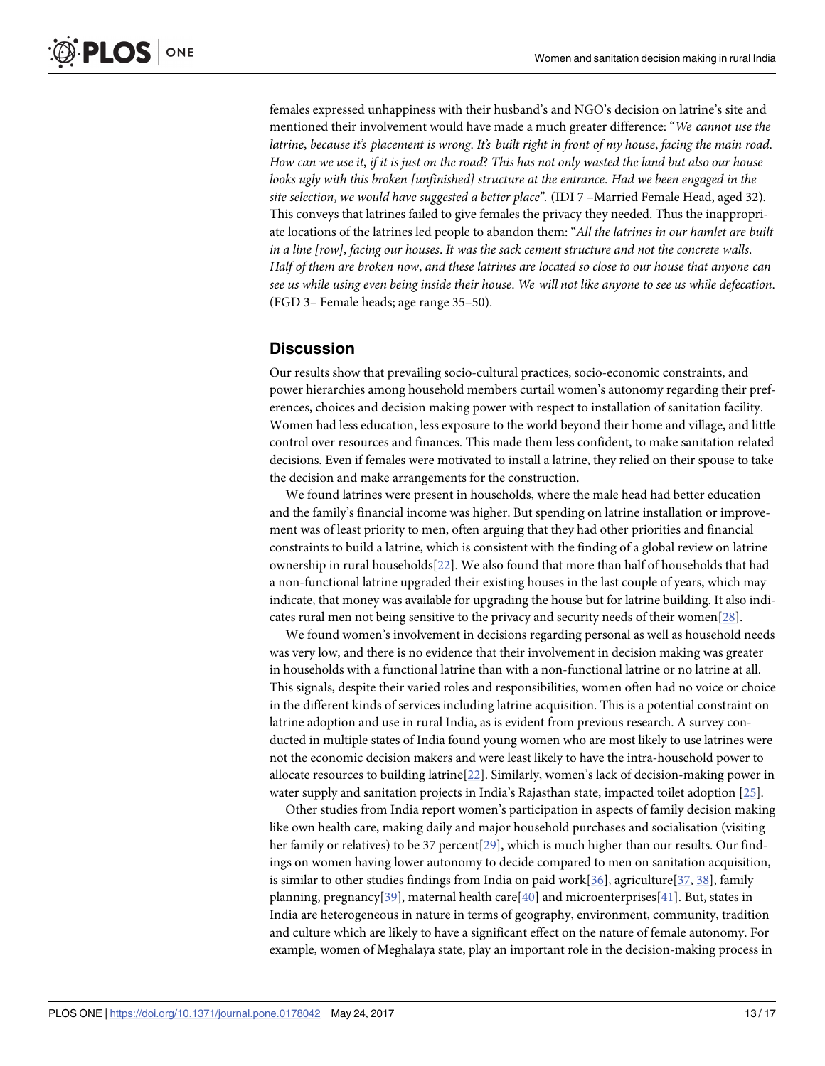females expressed unhappiness with their husband's and NGO's decision on latrine's site and mentioned their involvement would have made a much greater difference: "*We cannot use the latrine, because it's placement is wrong. It's built right in front of my house, facing the main road. How can we use it, if it is just on the road? This has not only wasted the land but also our house looks ugly with this broken [unfinished] structure at the entrance. Had we been engaged in the site selection, we would have suggested a better place*". (IDI 7 –Married Female Head, aged 32). This conveys that latrines failed to give females the privacy they needed. Thus the inappropriate locations of the latrines led people to abandon them: "*All the latrines in our hamlet are built in a line [row], facing our houses. It was the sack cement structure and not the concrete walls. Half of them are broken now, and these latrines are located so close to our house that anyone can see us while using even being inside their house. We will not like anyone to see us while defecation*. (FGD 3– Female heads; age range 35–50).

## Discussion

Our results show that prevailing socio-cultural practices, socio-economic constraints, and power hierarchies among household members curtail women's autonomy regarding their preferences, choices and decision making power with respect to installation of sanitation facility. Women had less education, less exposure to the world beyond their home and village, and little control over resources and finances. This made them less confident, to make sanitation related decisions. Even if females were motivated to install a latrine, they relied on their spouse to take the decision and make arrangements for the construction.

We found latrines were present in households, where the male head had better education and the family's financial income was higher. But spending on latrine installation or improvement was of least priority to men, often arguing that they had other priorities and financial constraints to build a latrine, which is consistent with the finding of a global review on latrine ownership in rural households[22]. We also found that more than half of households that had a non-functional latrine upgraded their existing houses in the last couple of years, which may indicate, that money was available for upgrading the house but for latrine building. It also indicates rural men not being sensitive to the privacy and security needs of their women[28].

We found women's involvement in decisions regarding personal as well as household needs was very low, and there is no evidence that their involvement in decision making was greater in households with a functional latrine than with a non-functional latrine or no latrine at all. This signals, despite their varied roles and responsibilities, women often had no voice or choice in the different kinds of services including latrine acquisition. This is a potential constraint on latrine adoption and use in rural India, as is evident from previous research. A survey conducted in multiple states of India found young women who are most likely to use latrines were not the economic decision makers and were least likely to have the intra-household power to allocate resources to building latrine[22]. Similarly, women's lack of decision-making power in water supply and sanitation projects in India's Rajasthan state, impacted toilet adoption [25].

Other studies from India report women's participation in aspects of family decision making like own health care, making daily and major household purchases and socialisation (visiting her family or relatives) to be 37 percent[29], which is much higher than our results. Our findings on women having lower autonomy to decide compared to men on sanitation acquisition, is similar to other studies findings from India on paid work[36], agriculture[37, 38], family planning, pregnancy[39], maternal health care[40] and microenterprises[41]. But, states in India are heterogeneous in nature in terms of geography, environment, community, tradition and culture which are likely to have a significant effect on the nature of female autonomy. For example, women of Meghalaya state, play an important role in the decision-making process in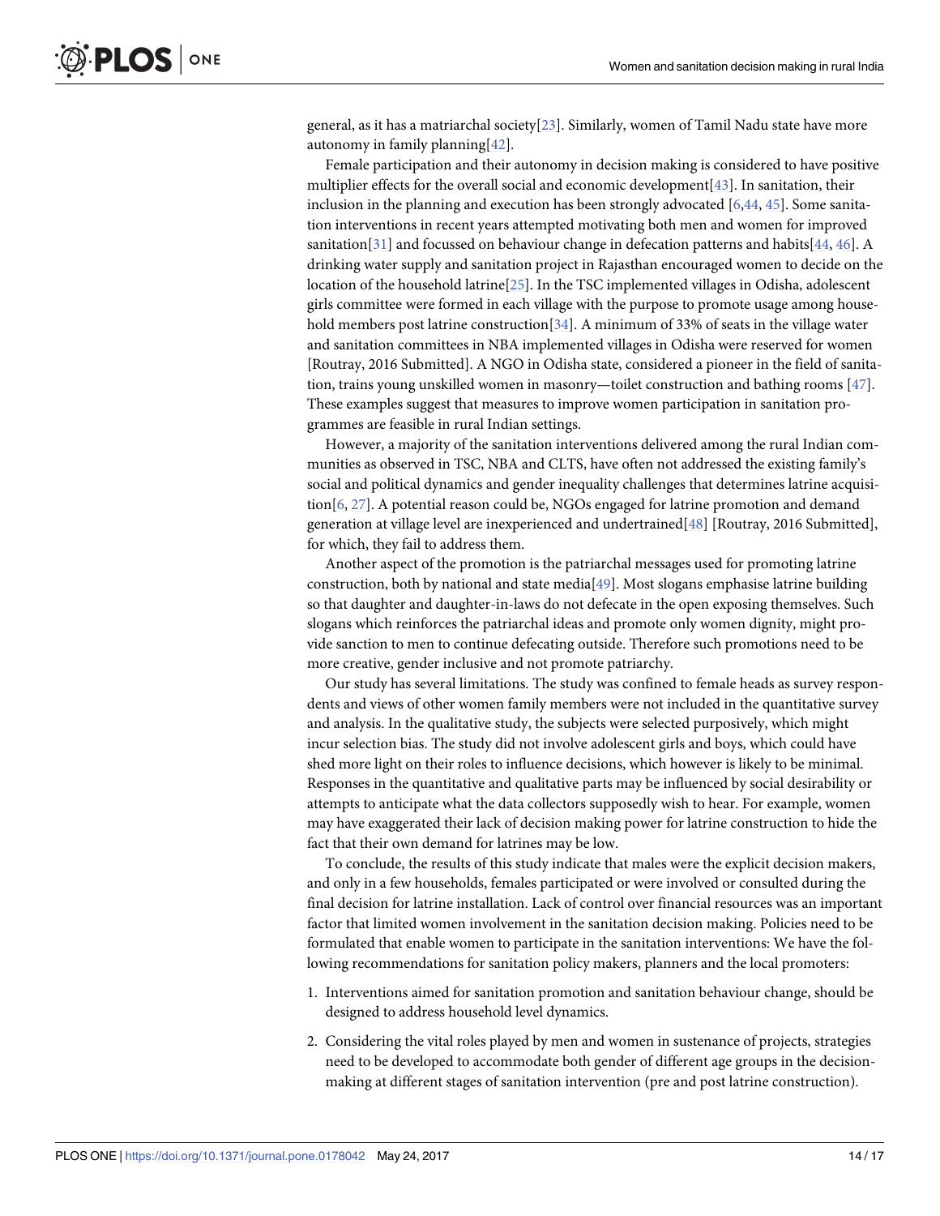general, as it has a matriarchal society[23]. Similarly, women of Tamil Nadu state have more autonomy in family planning[42].

Female participation and their autonomy in decision making is considered to have positive multiplier effects for the overall social and economic development[43]. In sanitation, their inclusion in the planning and execution has been strongly advocated [6,44, 45]. Some sanitation interventions in recent years attempted motivating both men and women for improved sanitation[31] and focussed on behaviour change in defecation patterns and habits[44, 46]. A drinking water supply and sanitation project in Rajasthan encouraged women to decide on the location of the household latrine[25]. In the TSC implemented villages in Odisha, adolescent girls committee were formed in each village with the purpose to promote usage among household members post latrine construction[34]. A minimum of 33% of seats in the village water and sanitation committees in NBA implemented villages in Odisha were reserved for women [Routray, 2016 Submitted]. A NGO in Odisha state, considered a pioneer in the field of sanitation, trains young unskilled women in masonry—toilet construction and bathing rooms [47]. These examples suggest that measures to improve women participation in sanitation programmes are feasible in rural Indian settings.

However, a majority of the sanitation interventions delivered among the rural Indian communities as observed in TSC, NBA and CLTS, have often not addressed the existing family's social and political dynamics and gender inequality challenges that determines latrine acquisition[6, 27]. A potential reason could be, NGOs engaged for latrine promotion and demand generation at village level are inexperienced and undertrained[48] [Routray, 2016 Submitted], for which, they fail to address them.

Another aspect of the promotion is the patriarchal messages used for promoting latrine construction, both by national and state media[49]. Most slogans emphasise latrine building so that daughter and daughter-in-laws do not defecate in the open exposing themselves. Such slogans which reinforces the patriarchal ideas and promote only women dignity, might provide sanction to men to continue defecating outside. Therefore such promotions need to be more creative, gender inclusive and not promote patriarchy.

Our study has several limitations. The study was confined to female heads as survey respondents and views of other women family members were not included in the quantitative survey and analysis. In the qualitative study, the subjects were selected purposively, which might incur selection bias. The study did not involve adolescent girls and boys, which could have shed more light on their roles to influence decisions, which however is likely to be minimal. Responses in the quantitative and qualitative parts may be influenced by social desirability or attempts to anticipate what the data collectors supposedly wish to hear. For example, women may have exaggerated their lack of decision making power for latrine construction to hide the fact that their own demand for latrines may be low.

To conclude, the results of this study indicate that males were the explicit decision makers, and only in a few households, females participated or were involved or consulted during the final decision for latrine installation. Lack of control over financial resources was an important factor that limited women involvement in the sanitation decision making. Policies need to be formulated that enable women to participate in the sanitation interventions: We have the following recommendations for sanitation policy makers, planners and the local promoters:

1. Interventions aimed for sanitation promotion and sanitation behaviour change, should be designed to address household level dynamics.
2. Considering the vital roles played by men and women in sustenance of projects, strategies need to be developed to accommodate both gender of different age groups in the decision-making at different stages of sanitation intervention (pre and post latrine construction).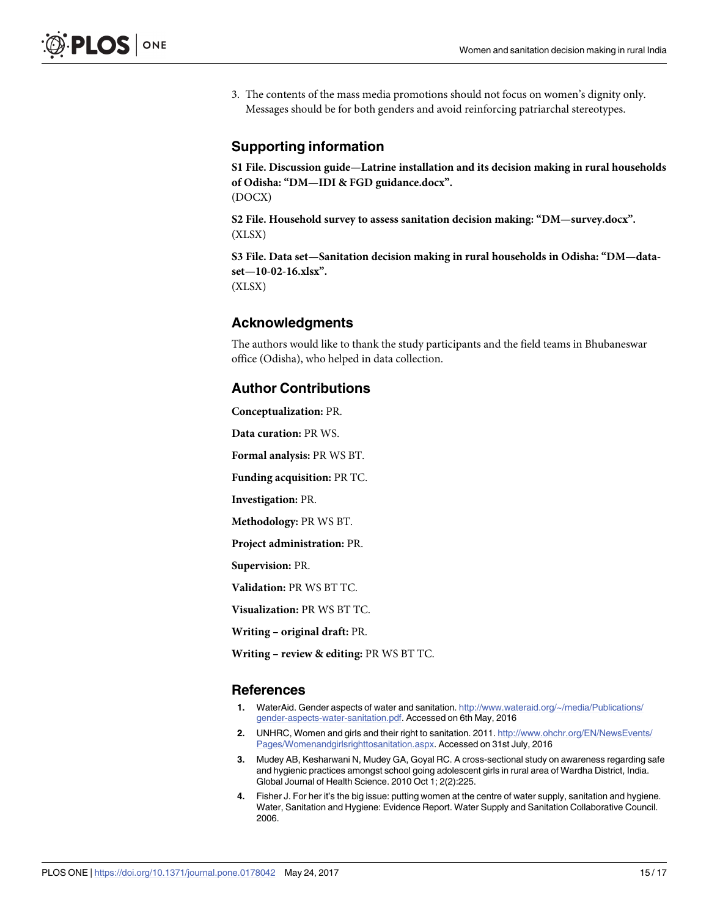3. The contents of the mass media promotions should not focus on women's dignity only. Messages should be for both genders and avoid reinforcing patriarchal stereotypes.

## Supporting information

**S1 File. Discussion guide—Latrine installation and its decision making in rural households of Odisha: "DM—IDI & FGD guidance.docx".**
(DOCX)

**S2 File. Household survey to assess sanitation decision making: "DM—survey.docx".**
(XLSX)

**S3 File. Data set—Sanitation decision making in rural households in Odisha: "DM—data-set—10-02-16.xlsx".**
(XLSX)

## Acknowledgments

The authors would like to thank the study participants and the field teams in Bhubaneswar office (Odisha), who helped in data collection.

## Author Contributions

**Conceptualization:** PR.

**Data curation:** PR WS.

**Formal analysis:** PR WS BT.

**Funding acquisition:** PR TC.

**Investigation:** PR.

**Methodology:** PR WS BT.

**Project administration:** PR.

**Supervision:** PR.

**Validation:** PR WS BT TC.

**Visualization:** PR WS BT TC.

**Writing – original draft:** PR.

**Writing – review & editing:** PR WS BT TC.

## References

1. WaterAid. Gender aspects of water and sanitation. http://www.wateraid.org/~/media/Publications/gender-aspects-water-sanitation.pdf. Accessed on 6th May, 2016
2. UNHRC, Women and girls and their right to sanitation. 2011. http://www.ohchr.org/EN/NewsEvents/Pages/Womenandgirlsrighttosanitation.aspx. Accessed on 31st July, 2016
3. Mudey AB, Kesharwani N, Mudey GA, Goyal RC. A cross-sectional study on awareness regarding safe and hygienic practices amongst school going adolescent girls in rural area of Wardha District, India. Global Journal of Health Science. 2010 Oct 1; 2(2):225.
4. Fisher J. For her it's the big issue: putting women at the centre of water supply, sanitation and hygiene. Water, Sanitation and Hygiene: Evidence Report. Water Supply and Sanitation Collaborative Council. 2006.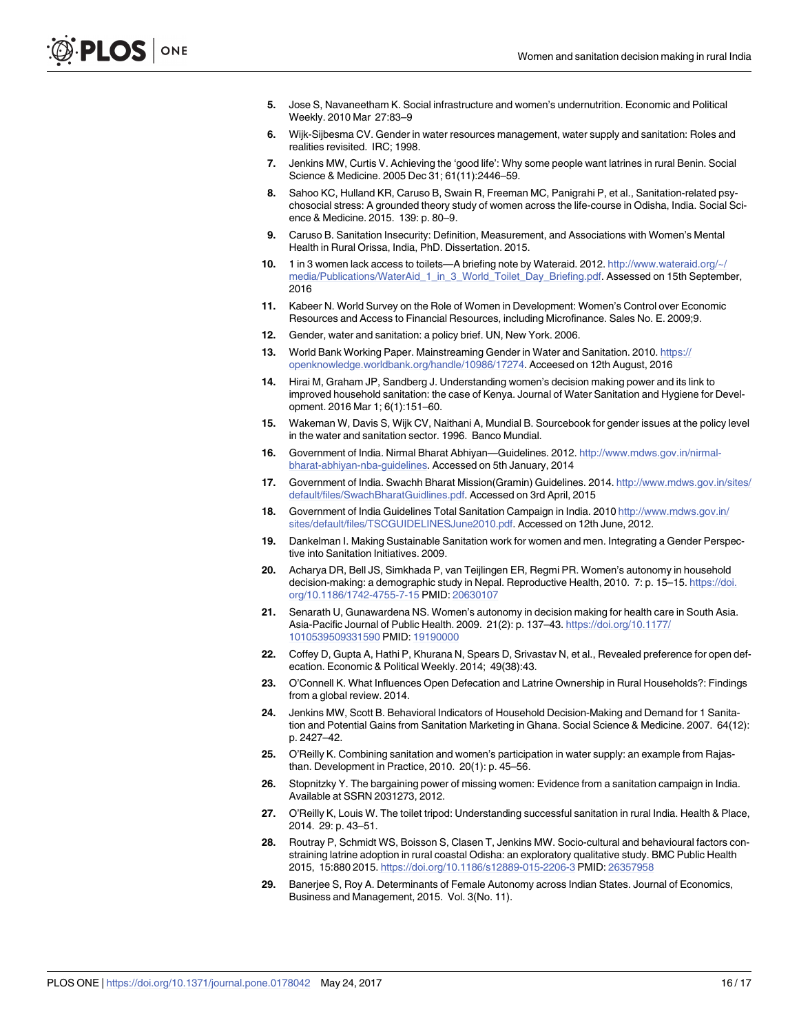5. Jose S, Navaneetham K. Social infrastructure and women's undernutrition. Economic and Political Weekly. 2010 Mar 27:83–9
6. Wijk-Sijbesma CV. Gender in water resources management, water supply and sanitation: Roles and realities revisited. IRC; 1998.
7. Jenkins MW, Curtis V. Achieving the 'good life': Why some people want latrines in rural Benin. Social Science & Medicine. 2005 Dec 31; 61(11):2446–59.
8. Sahoo KC, Hulland KR, Caruso B, Swain R, Freeman MC, Panigrahi P, et al., Sanitation-related psychosocial stress: A grounded theory study of women across the life-course in Odisha, India. Social Science & Medicine. 2015. 139: p. 80–9.
9. Caruso B. Sanitation Insecurity: Definition, Measurement, and Associations with Women's Mental Health in Rural Orissa, India, PhD. Dissertation. 2015.
10. 1 in 3 women lack access to toilets—A briefing note by Wateraid. 2012. http://www.wateraid.org/~/media/Publications/WaterAid_1_in_3_World_Toilet_Day_Briefing.pdf. Assessed on 15th September, 2016
11. Kabeer N. World Survey on the Role of Women in Development: Women's Control over Economic Resources and Access to Financial Resources, including Microfinance. Sales No. E. 2009;9.
12. Gender, water and sanitation: a policy brief. UN, New York. 2006.
13. World Bank Working Paper. Mainstreaming Gender in Water and Sanitation. 2010. https://openknowledge.worldbank.org/handle/10986/17274. Acceesed on 12th August, 2016
14. Hirai M, Graham JP, Sandberg J. Understanding women's decision making power and its link to improved household sanitation: the case of Kenya. Journal of Water Sanitation and Hygiene for Development. 2016 Mar 1; 6(1):151–60.
15. Wakeman W, Davis S, Wijk CV, Naithani A, Mundial B. Sourcebook for gender issues at the policy level in the water and sanitation sector. 1996. Banco Mundial.
16. Government of India. Nirmal Bharat Abhiyan—Guidelines. 2012. http://www.mdws.gov.in/nirmal-bharat-abhiyan-nba-guidelines. Accessed on 5th January, 2014
17. Government of India. Swachh Bharat Mission(Gramin) Guidelines. 2014. http://www.mdws.gov.in/sites/default/files/SwachBharatGuidlines.pdf. Accessed on 3rd April, 2015
18. Government of India Guidelines Total Sanitation Campaign in India. 2010 http://www.mdws.gov.in/sites/default/files/TSCGUIDELINESJune2010.pdf. Accessed on 12th June, 2012.
19. Dankelman I. Making Sustainable Sanitation work for women and men. Integrating a Gender Perspective into Sanitation Initiatives. 2009.
20. Acharya DR, Bell JS, Simkhada P, van Teijlingen ER, Regmi PR. Women's autonomy in household decision-making: a demographic study in Nepal. Reproductive Health, 2010. 7: p. 15–15. https://doi.org/10.1186/1742-4755-7-15 PMID: 20630107
21. Senarath U, Gunawardena NS. Women's autonomy in decision making for health care in South Asia. Asia-Pacific Journal of Public Health. 2009. 21(2): p. 137–43. https://doi.org/10.1177/1010539509331590 PMID: 19190000
22. Coffey D, Gupta A, Hathi P, Khurana N, Spears D, Srivastav N, et al., Revealed preference for open defecation. Economic & Political Weekly. 2014; 49(38):43.
23. O'Connell K. What Influences Open Defecation and Latrine Ownership in Rural Households?: Findings from a global review. 2014.
24. Jenkins MW, Scott B. Behavioral Indicators of Household Decision-Making and Demand for 1 Sanitation and Potential Gains from Sanitation Marketing in Ghana. Social Science & Medicine. 2007. 64(12): p. 2427–42.
25. O'Reilly K. Combining sanitation and women's participation in water supply: an example from Rajasthan. Development in Practice, 2010. 20(1): p. 45–56.
26. Stopnitzky Y. The bargaining power of missing women: Evidence from a sanitation campaign in India. Available at SSRN 2031273, 2012.
27. O'Reilly K, Louis W. The toilet tripod: Understanding successful sanitation in rural India. Health & Place, 2014. 29: p. 43–51.
28. Routray P, Schmidt WS, Boisson S, Clasen T, Jenkins MW. Socio-cultural and behavioural factors constraining latrine adoption in rural coastal Odisha: an exploratory qualitative study. BMC Public Health 2015, 15:880 2015. https://doi.org/10.1186/s12889-015-2206-3 PMID: 26357958
29. Banerjee S, Roy A. Determinants of Female Autonomy across Indian States. Journal of Economics, Business and Management, 2015. Vol. 3(No. 11).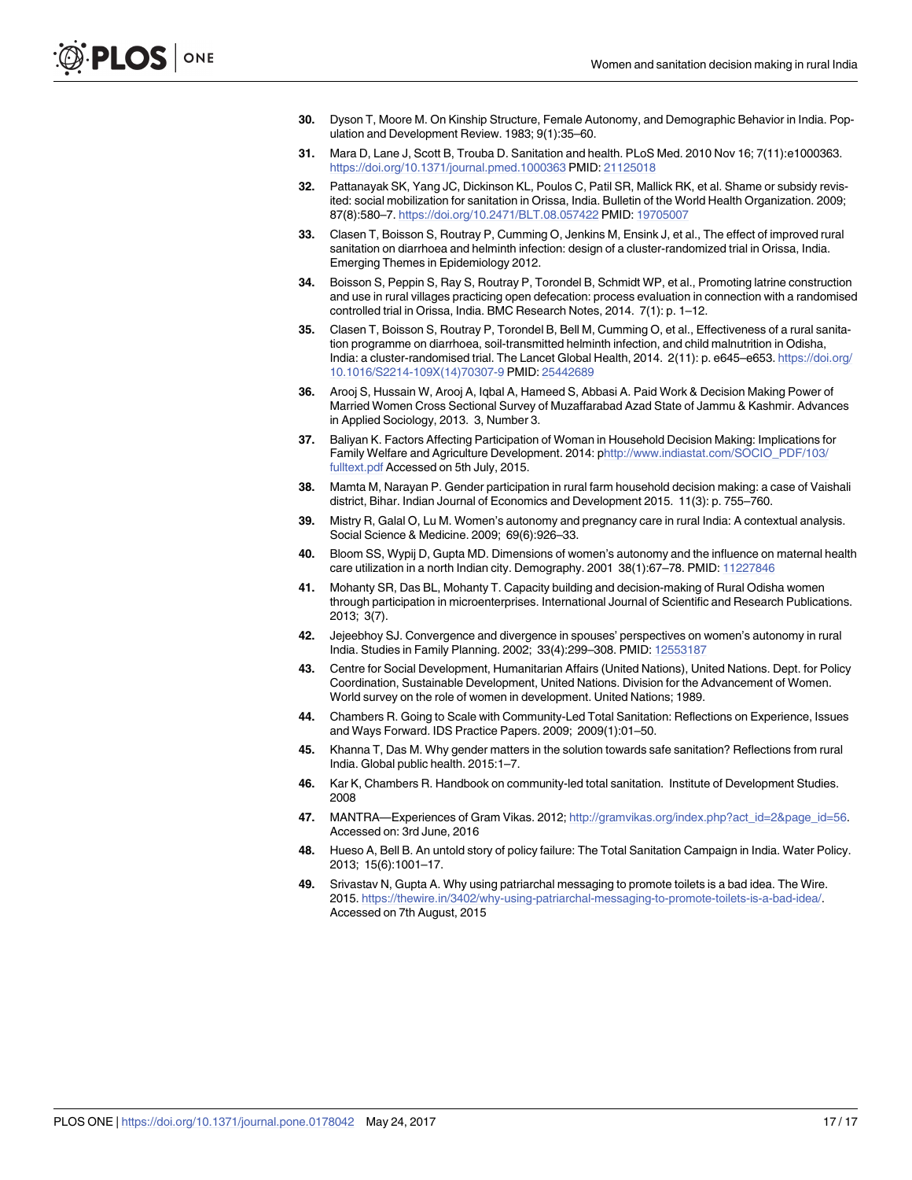30. Dyson T, Moore M. On Kinship Structure, Female Autonomy, and Demographic Behavior in India. Population and Development Review. 1983; 9(1):35–60.
31. Mara D, Lane J, Scott B, Trouba D. Sanitation and health. PLoS Med. 2010 Nov 16; 7(11):e1000363. https://doi.org/10.1371/journal.pmed.1000363 PMID: 21125018
32. Pattanayak SK, Yang JC, Dickinson KL, Poulos C, Patil SR, Mallick RK, et al. Shame or subsidy revisited: social mobilization for sanitation in Orissa, India. Bulletin of the World Health Organization. 2009; 87(8):580–7. https://doi.org/10.2471/BLT.08.057422 PMID: 19705007
33. Clasen T, Boisson S, Routray P, Cumming O, Jenkins M, Ensink J, et al., The effect of improved rural sanitation on diarrhoea and helminth infection: design of a cluster-randomized trial in Orissa, India. Emerging Themes in Epidemiology 2012.
34. Boisson S, Peppin S, Ray S, Routray P, Torondel B, Schmidt WP, et al., Promoting latrine construction and use in rural villages practicing open defecation: process evaluation in connection with a randomised controlled trial in Orissa, India. BMC Research Notes, 2014. 7(1): p. 1–12.
35. Clasen T, Boisson S, Routray P, Torondel B, Bell M, Cumming O, et al., Effectiveness of a rural sanitation programme on diarrhoea, soil-transmitted helminth infection, and child malnutrition in Odisha, India: a cluster-randomised trial. The Lancet Global Health, 2014. 2(11): p. e645–e653. https://doi.org/10.1016/S2214-109X(14)70307-9 PMID: 25442689
36. Arooj S, Hussain W, Arooj A, Iqbal A, Hameed S, Abbasi A. Paid Work & Decision Making Power of Married Women Cross Sectional Survey of Muzaffarabad Azad State of Jammu & Kashmir. Advances in Applied Sociology, 2013. 3, Number 3.
37. Baliyan K. Factors Affecting Participation of Woman in Household Decision Making: Implications for Family Welfare and Agriculture Development. 2014: phttp://www.indiastat.com/SOCIO_PDF/103/fulltext.pdf Accessed on 5th July, 2015.
38. Mamta M, Narayan P. Gender participation in rural farm household decision making: a case of Vaishali district, Bihar. Indian Journal of Economics and Development 2015. 11(3): p. 755–760.
39. Mistry R, Galal O, Lu M. Women's autonomy and pregnancy care in rural India: A contextual analysis. Social Science & Medicine. 2009; 69(6):926–33.
40. Bloom SS, Wypij D, Gupta MD. Dimensions of women's autonomy and the influence on maternal health care utilization in a north Indian city. Demography. 2001 38(1):67–78. PMID: 11227846
41. Mohanty SR, Das BL, Mohanty T. Capacity building and decision-making of Rural Odisha women through participation in microenterprises. International Journal of Scientific and Research Publications. 2013; 3(7).
42. Jejeebhoy SJ. Convergence and divergence in spouses' perspectives on women's autonomy in rural India. Studies in Family Planning. 2002; 33(4):299–308. PMID: 12553187
43. Centre for Social Development, Humanitarian Affairs (United Nations), United Nations. Dept. for Policy Coordination, Sustainable Development, United Nations. Division for the Advancement of Women. World survey on the role of women in development. United Nations; 1989.
44. Chambers R. Going to Scale with Community-Led Total Sanitation: Reflections on Experience, Issues and Ways Forward. IDS Practice Papers. 2009; 2009(1):01–50.
45. Khanna T, Das M. Why gender matters in the solution towards safe sanitation? Reflections from rural India. Global public health. 2015:1–7.
46. Kar K, Chambers R. Handbook on community-led total sanitation. Institute of Development Studies. 2008
47. MANTRA—Experiences of Gram Vikas. 2012; http://gramvikas.org/index.php?act_id=2&page_id=56. Accessed on: 3rd June, 2016
48. Hueso A, Bell B. An untold story of policy failure: The Total Sanitation Campaign in India. Water Policy. 2013; 15(6):1001–17.
49. Srivastav N, Gupta A. Why using patriarchal messaging to promote toilets is a bad idea. The Wire. 2015. https://thewire.in/3402/why-using-patriarchal-messaging-to-promote-toilets-is-a-bad-idea/. Accessed on 7th August, 2015